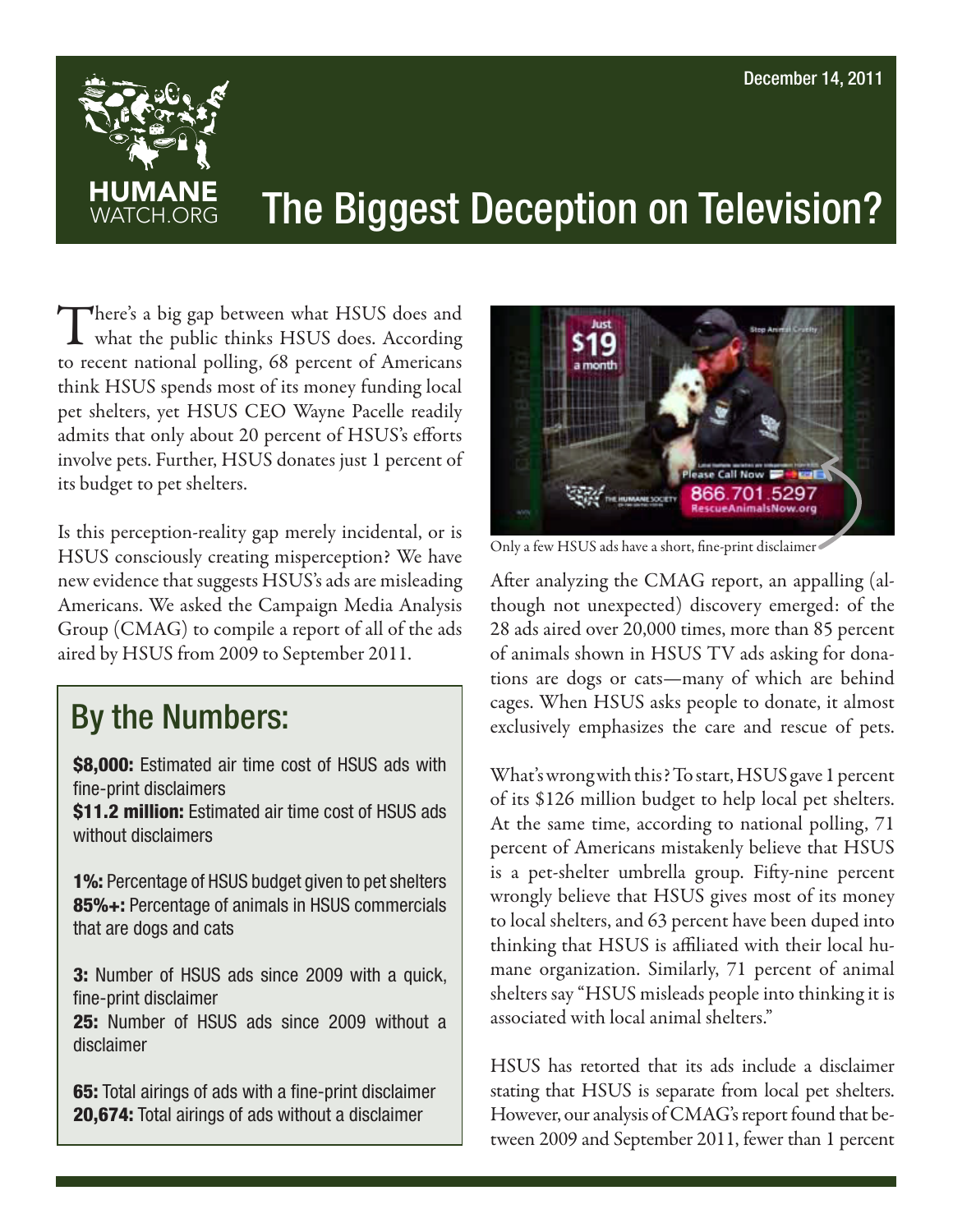December 14, 2011

HUMANE WATCH.ORG

# The Biggest Deception on Television?

There's a big gap between what HSUS does and what the public thinks HSUS does. According to recent national polling, 68 percent of Americans think HSUS spends most of its money funding local pet shelters, yet HSUS CEO Wayne Pacelle readily admits that only about 20 percent of HSUS's efforts involve pets. Further, HSUS donates just 1 percent of its budget to pet shelters.

Is this perception-reality gap merely incidental, or is HSUS consciously creating misperception? We have new evidence that suggests HSUS's ads are misleading Americans. We asked the Campaign Media Analysis Group (CMAG) to compile a report of all of the ads aired by HSUS from 2009 to September 2011.

## By the Numbers:

**$8,000:** Estimated air time cost of HSUS ads with fine-print disclaimers
**$11.2 million:** Estimated air time cost of HSUS ads without disclaimers

**1%:** Percentage of HSUS budget given to pet shelters
**85%+:** Percentage of animals in HSUS commercials that are dogs and cats

**3:** Number of HSUS ads since 2009 with a quick, fine-print disclaimer
**25:** Number of HSUS ads since 2009 without a disclaimer

**65:** Total airings of ads with a fine-print disclaimer
**20,674:** Total airings of ads without a disclaimer

Only a few HSUS ads have a short, fine-print disclaimer

After analyzing the CMAG report, an appalling (although not unexpected) discovery emerged: of the 28 ads aired over 20,000 times, more than 85 percent of animals shown in HSUS TV ads asking for donations are dogs or cats—many of which are behind cages. When HSUS asks people to donate, it almost exclusively emphasizes the care and rescue of pets.

What's wrong with this? To start, HSUS gave 1 percent of its $126 million budget to help local pet shelters. At the same time, according to national polling, 71 percent of Americans mistakenly believe that HSUS is a pet-shelter umbrella group. Fifty-nine percent wrongly believe that HSUS gives most of its money to local shelters, and 63 percent have been duped into thinking that HSUS is affiliated with their local humane organization. Similarly, 71 percent of animal shelters say "HSUS misleads people into thinking it is associated with local animal shelters."

HSUS has retorted that its ads include a disclaimer stating that HSUS is separate from local pet shelters. However, our analysis of CMAG's report found that between 2009 and September 2011, fewer than 1 percent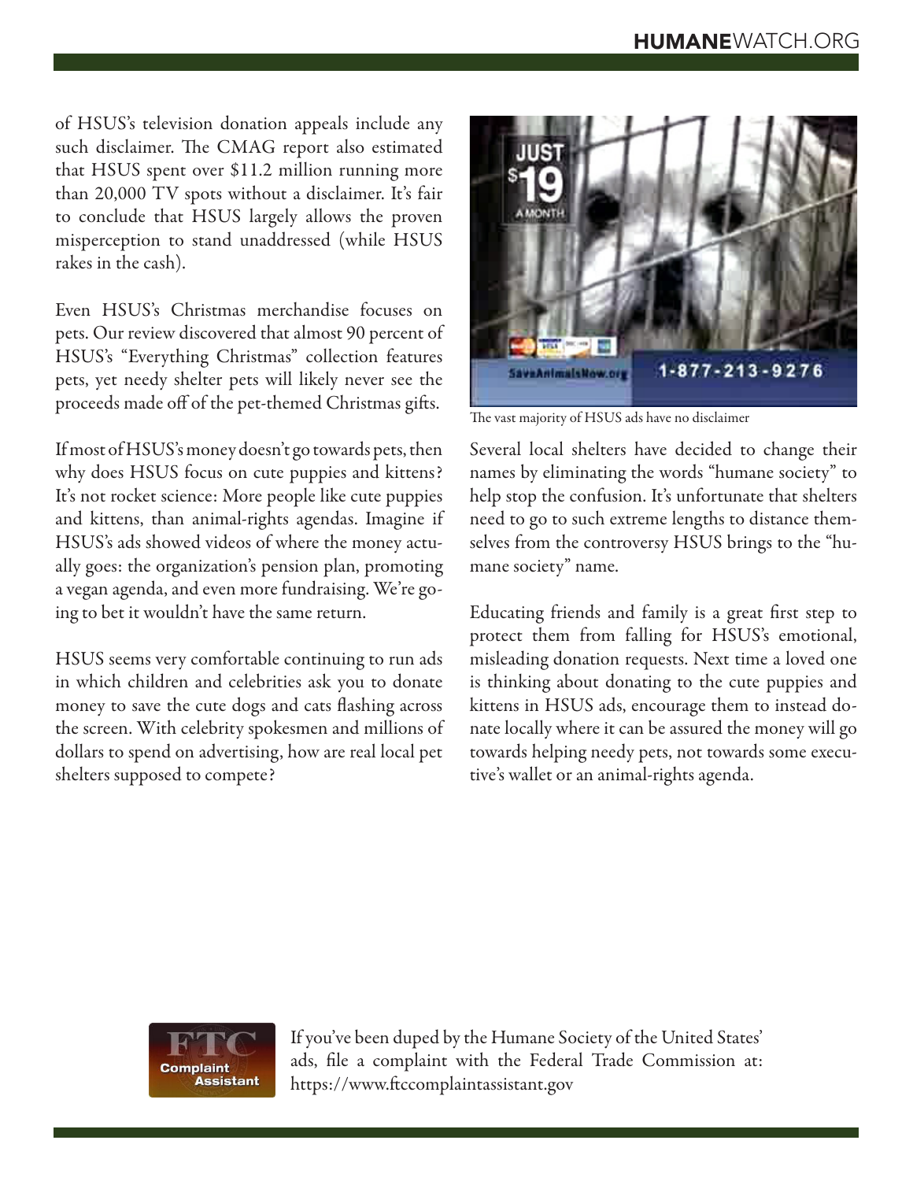of HSUS's television donation appeals include any such disclaimer. The CMAG report also estimated that HSUS spent over $11.2 million running more than 20,000 TV spots without a disclaimer. It's fair to conclude that HSUS largely allows the proven misperception to stand unaddressed (while HSUS rakes in the cash).

Even HSUS's Christmas merchandise focuses on pets. Our review discovered that almost 90 percent of HSUS's "Everything Christmas" collection features pets, yet needy shelter pets will likely never see the proceeds made off of the pet-themed Christmas gifts.

If most of HSUS's money doesn't go towards pets, then why does HSUS focus on cute puppies and kittens? It's not rocket science: More people like cute puppies and kittens, than animal-rights agendas. Imagine if HSUS's ads showed videos of where the money actually goes: the organization's pension plan, promoting a vegan agenda, and even more fundraising. We're going to bet it wouldn't have the same return.

HSUS seems very comfortable continuing to run ads in which children and celebrities ask you to donate money to save the cute dogs and cats flashing across the screen. With celebrity spokesmen and millions of dollars to spend on advertising, how are real local pet shelters supposed to compete?

The vast majority of HSUS ads have no disclaimer

Several local shelters have decided to change their names by eliminating the words "humane society" to help stop the confusion. It's unfortunate that shelters need to go to such extreme lengths to distance themselves from the controversy HSUS brings to the "humane society" name.

Educating friends and family is a great first step to protect them from falling for HSUS's emotional, misleading donation requests. Next time a loved one is thinking about donating to the cute puppies and kittens in HSUS ads, encourage them to instead donate locally where it can be assured the money will go towards helping needy pets, not towards some executive's wallet or an animal-rights agenda.

If you've been duped by the Humane Society of the United States' ads, file a complaint with the Federal Trade Commission at: https://www.ftccomplaintassistant.gov